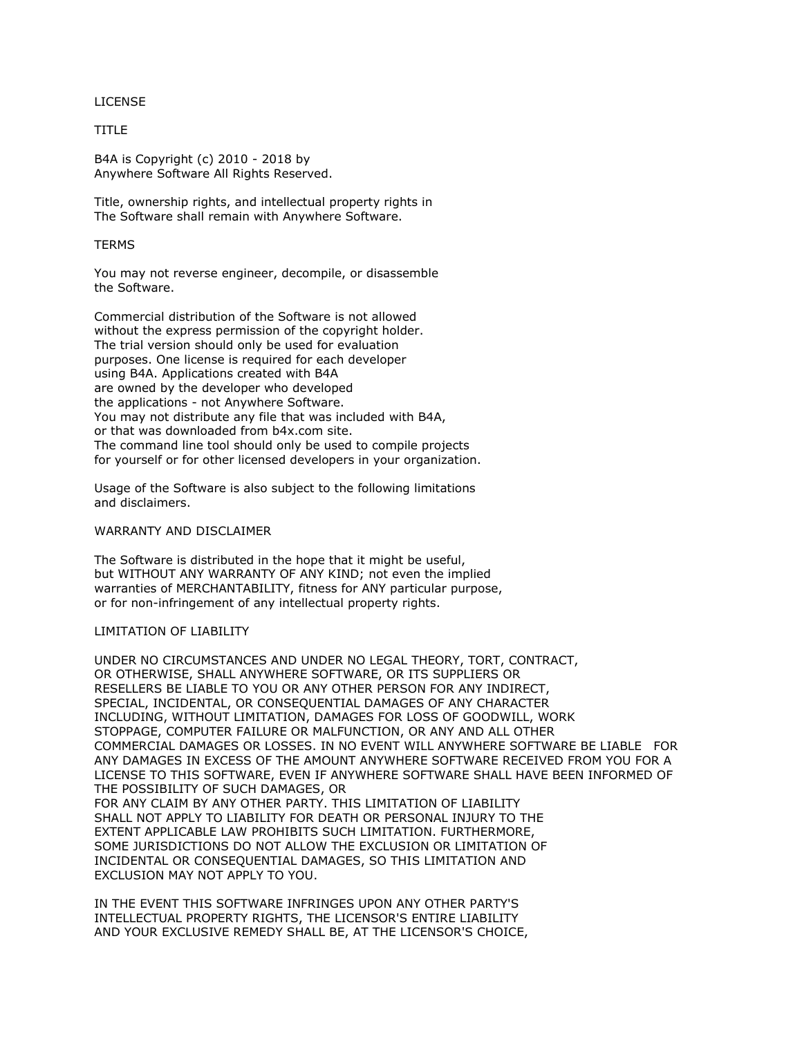# LICENSE

## TITLE

B4A is Copyright (c) 2010 - 2018 by
Anywhere Software All Rights Reserved.

Title, ownership rights, and intellectual property rights in
The Software shall remain with Anywhere Software.

## TERMS

You may not reverse engineer, decompile, or disassemble
the Software.

Commercial distribution of the Software is not allowed
without the express permission of the copyright holder.
The trial version should only be used for evaluation
purposes. One license is required for each developer
using B4A. Applications created with B4A
are owned by the developer who developed
the applications - not Anywhere Software.
You may not distribute any file that was included with B4A,
or that was downloaded from b4x.com site.
The command line tool should only be used to compile projects
for yourself or for other licensed developers in your organization.

Usage of the Software is also subject to the following limitations
and disclaimers.

## WARRANTY AND DISCLAIMER

The Software is distributed in the hope that it might be useful,
but WITHOUT ANY WARRANTY OF ANY KIND; not even the implied
warranties of MERCHANTABILITY, fitness for ANY particular purpose,
or for non-infringement of any intellectual property rights.

## LIMITATION OF LIABILITY

UNDER NO CIRCUMSTANCES AND UNDER NO LEGAL THEORY, TORT, CONTRACT,
OR OTHERWISE, SHALL ANYWHERE SOFTWARE, OR ITS SUPPLIERS OR
RESELLERS BE LIABLE TO YOU OR ANY OTHER PERSON FOR ANY INDIRECT,
SPECIAL, INCIDENTAL, OR CONSEQUENTIAL DAMAGES OF ANY CHARACTER
INCLUDING, WITHOUT LIMITATION, DAMAGES FOR LOSS OF GOODWILL, WORK
STOPPAGE, COMPUTER FAILURE OR MALFUNCTION, OR ANY AND ALL OTHER
COMMERCIAL DAMAGES OR LOSSES. IN NO EVENT WILL ANYWHERE SOFTWARE BE LIABLE FOR
ANY DAMAGES IN EXCESS OF THE AMOUNT ANYWHERE SOFTWARE RECEIVED FROM YOU FOR A
LICENSE TO THIS SOFTWARE, EVEN IF ANYWHERE SOFTWARE SHALL HAVE BEEN INFORMED OF
THE POSSIBILITY OF SUCH DAMAGES, OR
FOR ANY CLAIM BY ANY OTHER PARTY. THIS LIMITATION OF LIABILITY
SHALL NOT APPLY TO LIABILITY FOR DEATH OR PERSONAL INJURY TO THE
EXTENT APPLICABLE LAW PROHIBITS SUCH LIMITATION. FURTHERMORE,
SOME JURISDICTIONS DO NOT ALLOW THE EXCLUSION OR LIMITATION OF
INCIDENTAL OR CONSEQUENTIAL DAMAGES, SO THIS LIMITATION AND
EXCLUSION MAY NOT APPLY TO YOU.

IN THE EVENT THIS SOFTWARE INFRINGES UPON ANY OTHER PARTY'S
INTELLECTUAL PROPERTY RIGHTS, THE LICENSOR'S ENTIRE LIABILITY
AND YOUR EXCLUSIVE REMEDY SHALL BE, AT THE LICENSOR'S CHOICE,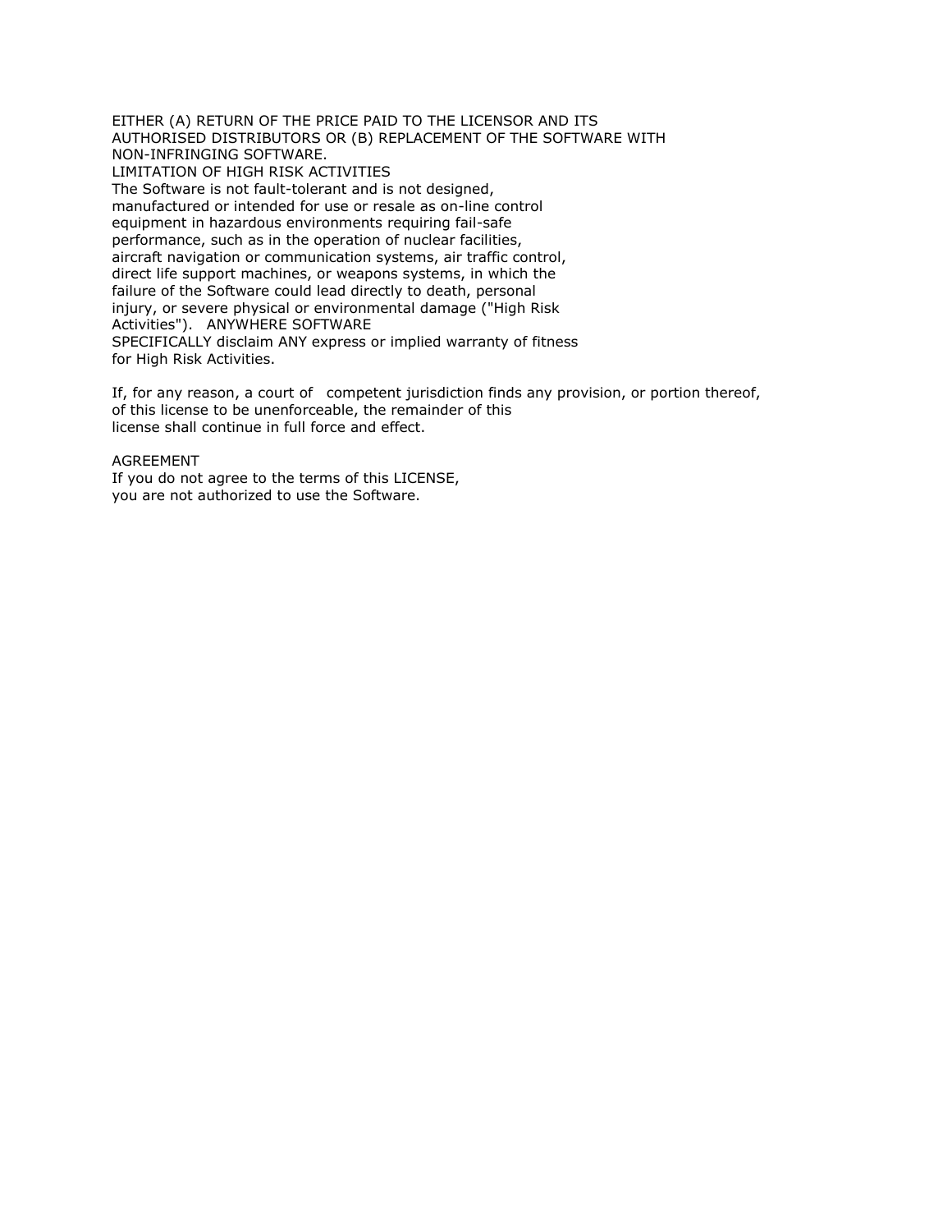EITHER (A) RETURN OF THE PRICE PAID TO THE LICENSOR AND ITS AUTHORISED DISTRIBUTORS OR (B) REPLACEMENT OF THE SOFTWARE WITH NON-INFRINGING SOFTWARE.

LIMITATION OF HIGH RISK ACTIVITIES

The Software is not fault-tolerant and is not designed, manufactured or intended for use or resale as on-line control equipment in hazardous environments requiring fail-safe performance, such as in the operation of nuclear facilities, aircraft navigation or communication systems, air traffic control, direct life support machines, or weapons systems, in which the failure of the Software could lead directly to death, personal injury, or severe physical or environmental damage ("High Risk Activities"). ANYWHERE SOFTWARE SPECIFICALLY disclaim ANY express or implied warranty of fitness for High Risk Activities.

If, for any reason, a court of competent jurisdiction finds any provision, or portion thereof, of this license to be unenforceable, the remainder of this license shall continue in full force and effect.

AGREEMENT

If you do not agree to the terms of this LICENSE, you are not authorized to use the Software.